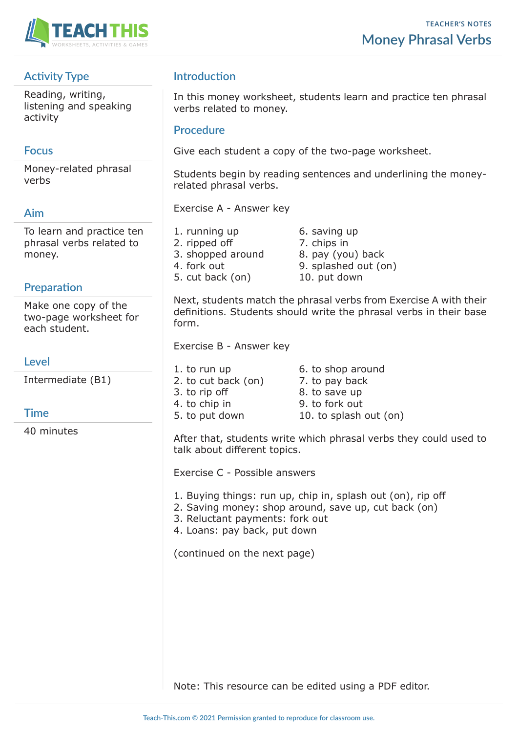TEACHER'S NOTES

# Money Phrasal Verbs

## Activity Type

Reading, writing, listening and speaking activity

## Focus

Money-related phrasal verbs

## Aim

To learn and practice ten phrasal verbs related to money.

## Preparation

Make one copy of the two-page worksheet for each student.

## Level

Intermediate (B1)

## Time

40 minutes

## Introduction

In this money worksheet, students learn and practice ten phrasal verbs related to money.

## Procedure

Give each student a copy of the two-page worksheet.

Students begin by reading sentences and underlining the money-related phrasal verbs.

Exercise A - Answer key

1. running up
2. ripped off
3. shopped around
4. fork out
5. cut back (on)
6. saving up
7. chips in
8. pay (you) back
9. splashed out (on)
10. put down

Next, students match the phrasal verbs from Exercise A with their definitions. Students should write the phrasal verbs in their base form.

Exercise B - Answer key

1. to run up
2. to cut back (on)
3. to rip off
4. to chip in
5. to put down
6. to shop around
7. to pay back
8. to save up
9. to fork out
10. to splash out (on)

After that, students write which phrasal verbs they could used to talk about different topics.

Exercise C - Possible answers

1. Buying things: run up, chip in, splash out (on), rip off
2. Saving money: shop around, save up, cut back (on)
3. Reluctant payments: fork out
4. Loans: pay back, put down

(continued on the next page)

Note: This resource can be edited using a PDF editor.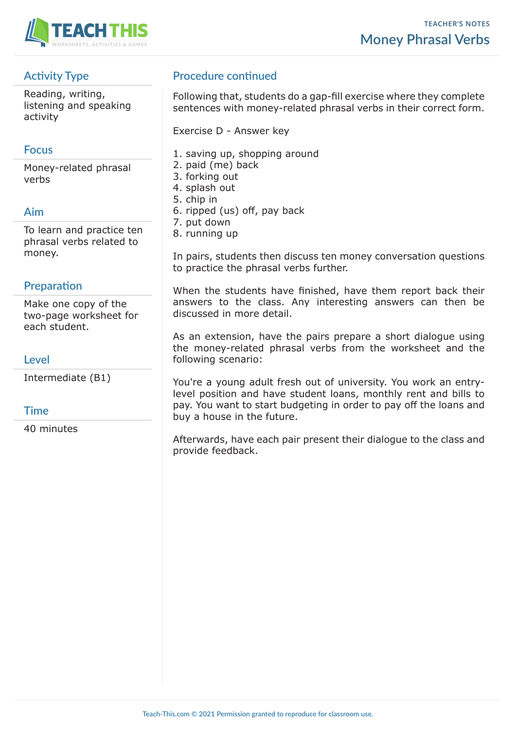## Activity Type

Reading, writing, listening and speaking activity

## Focus

Money-related phrasal verbs

## Aim

To learn and practice ten phrasal verbs related to money.

## Preparation

Make one copy of the two-page worksheet for each student.

## Level

Intermediate (B1)

## Time

40 minutes

## Procedure continued

Following that, students do a gap-fill exercise where they complete sentences with money-related phrasal verbs in their correct form.

Exercise D - Answer key

1. saving up, shopping around
2. paid (me) back
3. forking out
4. splash out
5. chip in
6. ripped (us) off, pay back
7. put down
8. running up

In pairs, students then discuss ten money conversation questions to practice the phrasal verbs further.

When the students have finished, have them report back their answers to the class. Any interesting answers can then be discussed in more detail.

As an extension, have the pairs prepare a short dialogue using the money-related phrasal verbs from the worksheet and the following scenario:

You're a young adult fresh out of university. You work an entry-level position and have student loans, monthly rent and bills to pay. You want to start budgeting in order to pay off the loans and buy a house in the future.

Afterwards, have each pair present their dialogue to the class and provide feedback.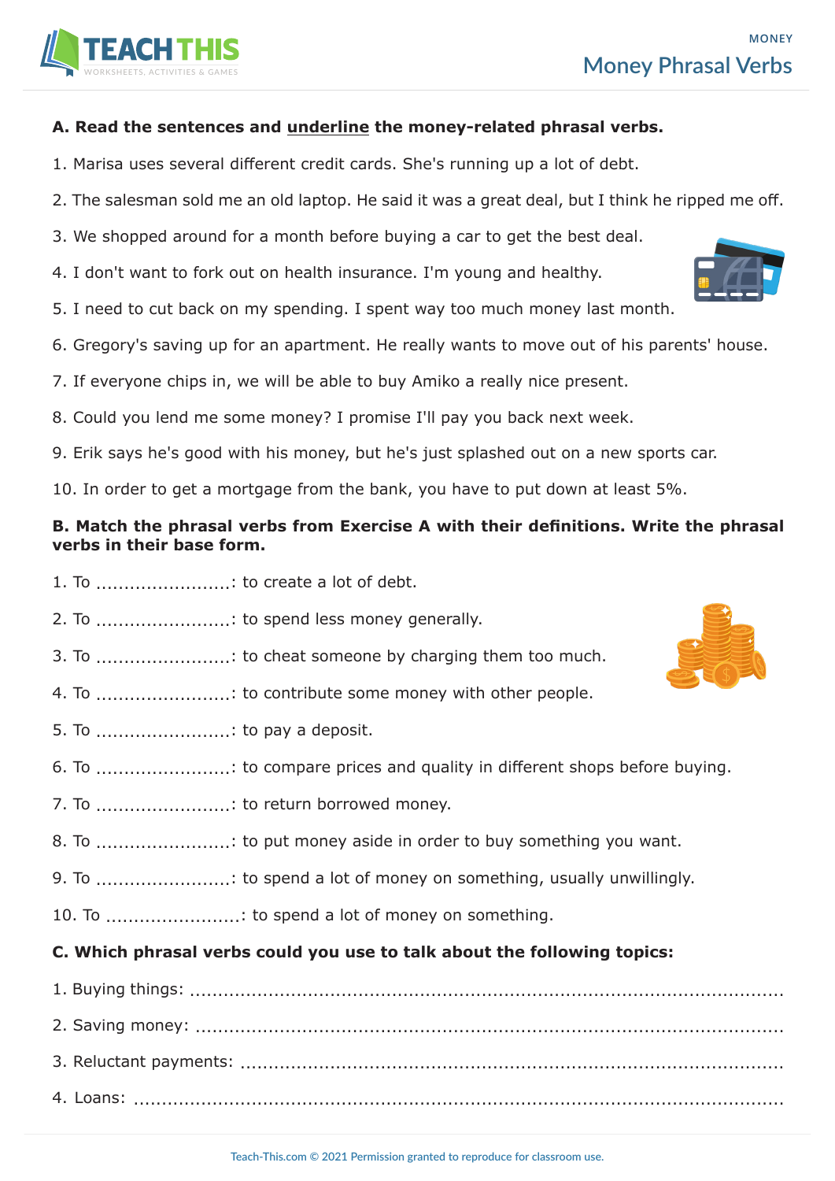# Money Phrasal Verbs

**A. Read the sentences and underline the money-related phrasal verbs.**

1. Marisa uses several different credit cards. She's running up a lot of debt.
2. The salesman sold me an old laptop. He said it was a great deal, but I think he ripped me off.
3. We shopped around for a month before buying a car to get the best deal.
4. I don't want to fork out on health insurance. I'm young and healthy.
5. I need to cut back on my spending. I spent way too much money last month.
6. Gregory's saving up for an apartment. He really wants to move out of his parents' house.
7. If everyone chips in, we will be able to buy Amiko a really nice present.
8. Could you lend me some money? I promise I'll pay you back next week.
9. Erik says he's good with his money, but he's just splashed out on a new sports car.
10. In order to get a mortgage from the bank, you have to put down at least 5%.

**B. Match the phrasal verbs from Exercise A with their definitions. Write the phrasal verbs in their base form.**

1. To ........................: to create a lot of debt.
2. To ........................: to spend less money generally.
3. To ........................: to cheat someone by charging them too much.
4. To ........................: to contribute some money with other people.
5. To ........................: to pay a deposit.
6. To ........................: to compare prices and quality in different shops before buying.
7. To ........................: to return borrowed money.
8. To ........................: to put money aside in order to buy something you want.
9. To ........................: to spend a lot of money on something, usually unwillingly.
10. To ........................: to spend a lot of money on something.

**C. Which phrasal verbs could you use to talk about the following topics:**

1. Buying things: ..........................................................................................
2. Saving money: ..........................................................................................
3. Reluctant payments: ..........................................................................................
4. Loans: ..........................................................................................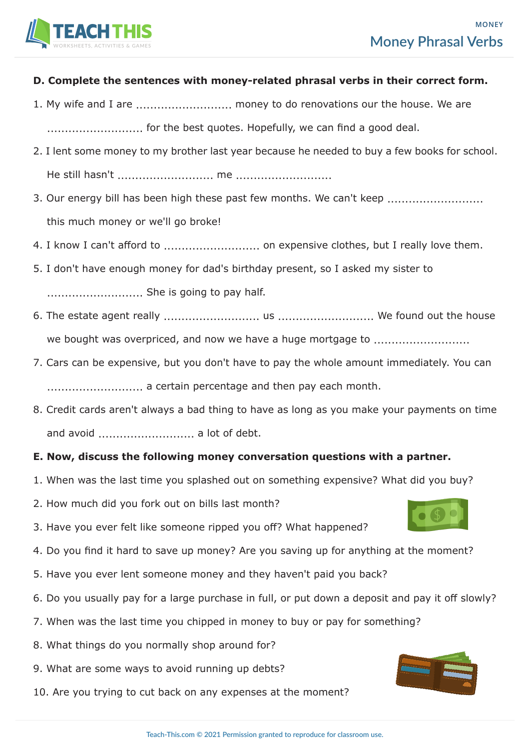**D. Complete the sentences with money-related phrasal verbs in their correct form.**

1. My wife and I are ........................... money to do renovations our the house. We are ........................... for the best quotes. Hopefully, we can find a good deal.
2. I lent some money to my brother last year because he needed to buy a few books for school. He still hasn't ........................... me ...........................
3. Our energy bill has been high these past few months. We can't keep ........................... this much money or we'll go broke!
4. I know I can't afford to ........................... on expensive clothes, but I really love them.
5. I don't have enough money for dad's birthday present, so I asked my sister to ........................... She is going to pay half.
6. The estate agent really ........................... us ........................... We found out the house we bought was overpriced, and now we have a huge mortgage to ...........................
7. Cars can be expensive, but you don't have to pay the whole amount immediately. You can ........................... a certain percentage and then pay each month.
8. Credit cards aren't always a bad thing to have as long as you make your payments on time and avoid ........................... a lot of debt.

**E. Now, discuss the following money conversation questions with a partner.**

1. When was the last time you splashed out on something expensive? What did you buy?
2. How much did you fork out on bills last month?
3. Have you ever felt like someone ripped you off? What happened?
4. Do you find it hard to save up money? Are you saving up for anything at the moment?
5. Have you ever lent someone money and they haven't paid you back?
6. Do you usually pay for a large purchase in full, or put down a deposit and pay it off slowly?
7. When was the last time you chipped in money to buy or pay for something?
8. What things do you normally shop around for?
9. What are some ways to avoid running up debts?
10. Are you trying to cut back on any expenses at the moment?